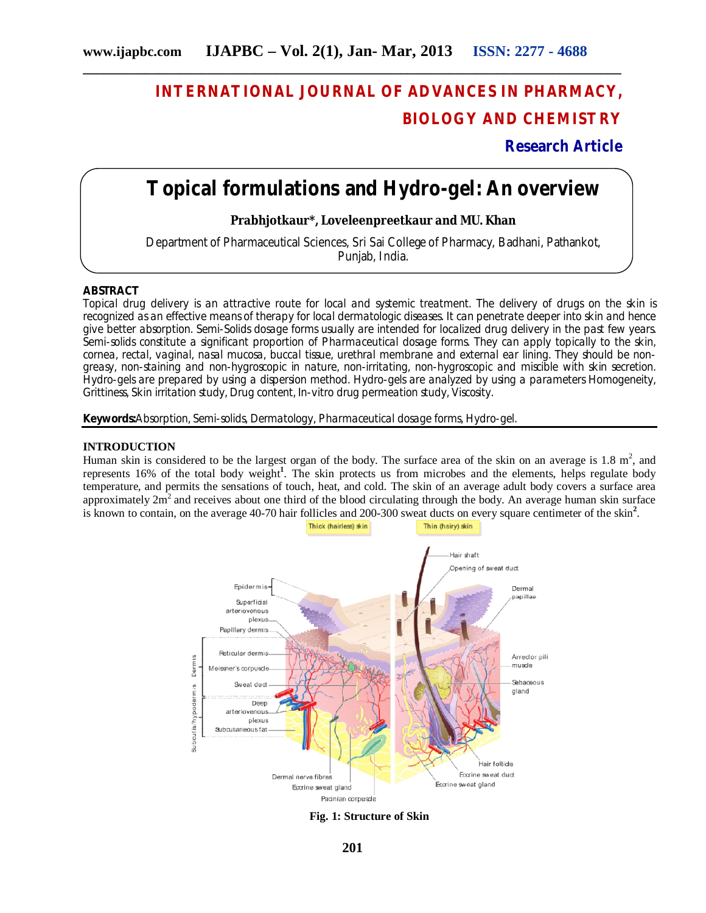# INTERNATIONAL JOURNAL OF ADVANCES IN PHARMACY, BIOLOGY AND CHEMISTRY

**Research Article**

# Topical formulations and Hydro-gel: An overview

**Prabhjotkaur\*, Loveleenpreetkaur and MU. Khan**

Department of Pharmaceutical Sciences, Sri Sai College of Pharmacy, Badhani, Pathankot, Punjab, India.

## ABSTRACT

Topical drug delivery is an attractive route for local and systemic treatment. The delivery of drugs on the skin is recognized as an effective means of therapy for local dermatologic diseases. It can penetrate deeper into skin and hence give better absorption. Semi-Solids dosage forms usually are intended for localized drug delivery in the past few years. Semi-solids constitute a significant proportion of Pharmaceutical dosage forms. They can apply topically to the skin, cornea, rectal, vaginal, nasal mucosa, buccal tissue, urethral membrane and external ear lining. They should be non-greasy, non-staining and non-hygroscopic in nature, non-irritating, non-hygroscopic and miscible with skin secretion. Hydro-gels are prepared by using a dispersion method. Hydro-gels are analyzed by using a parameters Homogeneity, Grittiness, Skin irritation study, Drug content, In-vitro drug permeation study, Viscosity.

**Keywords:** Absorption, Semi-solids, Dermatology, Pharmaceutical dosage forms, Hydro-gel.

## INTRODUCTION

Human skin is considered to be the largest organ of the body. The surface area of the skin on an average is 1.8 $m^2$, and represents 16% of the total body weight[1]. The skin protects us from microbes and the elements, helps regulate body temperature, and permits the sensations of touch, heat, and cold. The skin of an average adult body covers a surface area approximately 2$m^2$ and receives about one third of the blood circulating through the body. An average human skin surface is known to contain, on the average 40-70 hair follicles and 200-300 sweat ducts on every square centimeter of the skin[2].

**Fig. 1: Structure of Skin**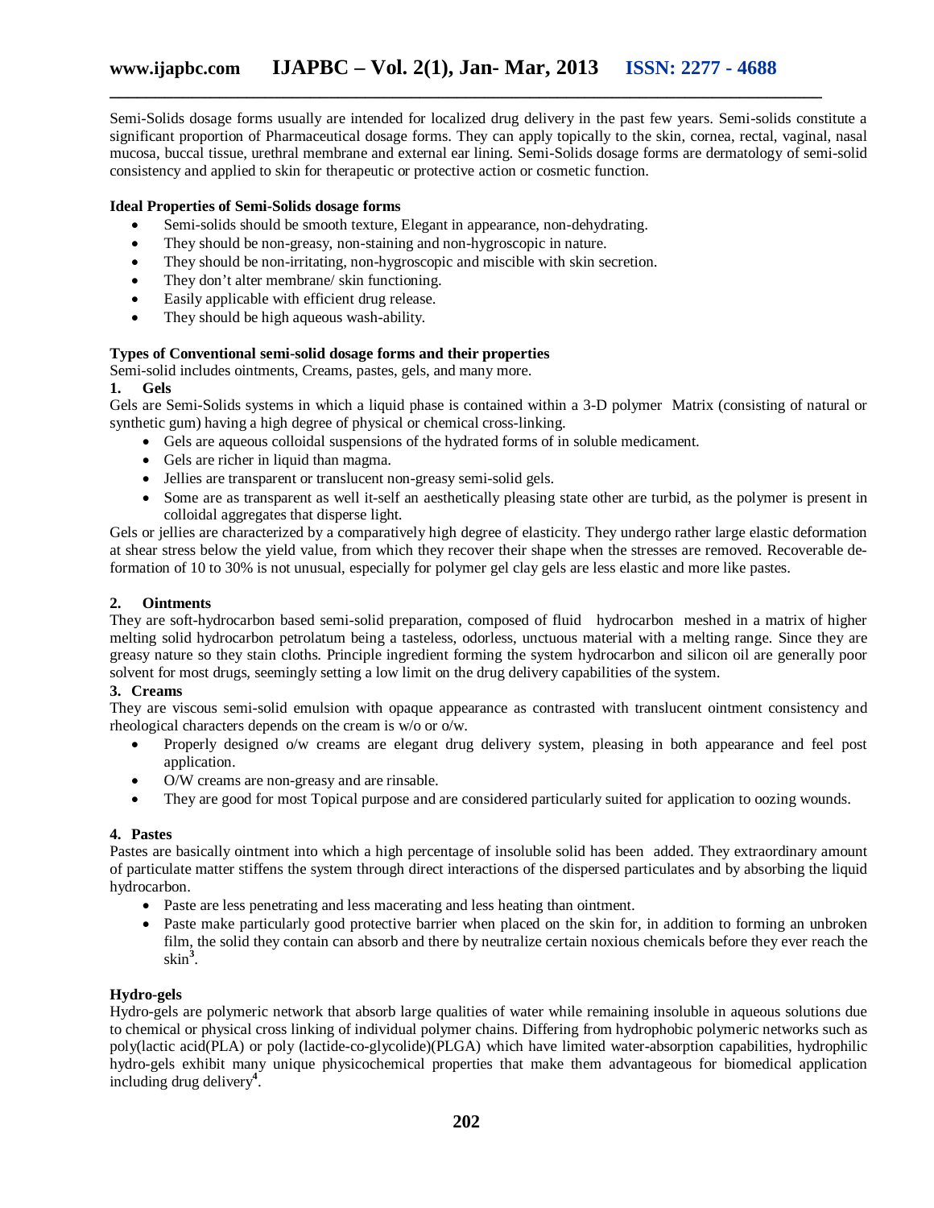Semi-Solids dosage forms usually are intended for localized drug delivery in the past few years. Semi-solids constitute a significant proportion of Pharmaceutical dosage forms. They can apply topically to the skin, cornea, rectal, vaginal, nasal mucosa, buccal tissue, urethral membrane and external ear lining. Semi-Solids dosage forms are dermatology of semi-solid consistency and applied to skin for therapeutic or protective action or cosmetic function.

**Ideal Properties of Semi-Solids dosage forms**

- Semi-solids should be smooth texture, Elegant in appearance, non-dehydrating.
- They should be non-greasy, non-staining and non-hygroscopic in nature.
- They should be non-irritating, non-hygroscopic and miscible with skin secretion.
- They don't alter membrane/ skin functioning.
- Easily applicable with efficient drug release.
- They should be high aqueous wash-ability.

**Types of Conventional semi-solid dosage forms and their properties**

Semi-solid includes ointments, Creams, pastes, gels, and many more.

**1. Gels**

Gels are Semi-Solids systems in which a liquid phase is contained within a 3-D polymer Matrix (consisting of natural or synthetic gum) having a high degree of physical or chemical cross-linking.

- Gels are aqueous colloidal suspensions of the hydrated forms of in soluble medicament.
- Gels are richer in liquid than magma.
- Jellies are transparent or translucent non-greasy semi-solid gels.
- Some are as transparent as well it-self an aesthetically pleasing state other are turbid, as the polymer is present in colloidal aggregates that disperse light.

Gels or jellies are characterized by a comparatively high degree of elasticity. They undergo rather large elastic deformation at shear stress below the yield value, from which they recover their shape when the stresses are removed. Recoverable de-formation of 10 to 30% is not unusual, especially for polymer gel clay gels are less elastic and more like pastes.

**2. Ointments**

They are soft-hydrocarbon based semi-solid preparation, composed of fluid hydrocarbon meshed in a matrix of higher melting solid hydrocarbon petrolatum being a tasteless, odorless, unctuous material with a melting range. Since they are greasy nature so they stain cloths. Principle ingredient forming the system hydrocarbon and silicon oil are generally poor solvent for most drugs, seemingly setting a low limit on the drug delivery capabilities of the system.

**3. Creams**

They are viscous semi-solid emulsion with opaque appearance as contrasted with translucent ointment consistency and rheological characters depends on the cream is w/o or o/w.

- Properly designed o/w creams are elegant drug delivery system, pleasing in both appearance and feel post application.
- O/W creams are non-greasy and are rinsable.
- They are good for most Topical purpose and are considered particularly suited for application to oozing wounds.

**4. Pastes**

Pastes are basically ointment into which a high percentage of insoluble solid has been added. They extraordinary amount of particulate matter stiffens the system through direct interactions of the dispersed particulates and by absorbing the liquid hydrocarbon.

- Paste are less penetrating and less macerating and less heating than ointment.
- Paste make particularly good protective barrier when placed on the skin for, in addition to forming an unbroken film, the solid they contain can absorb and there by neutralize certain noxious chemicals before they ever reach the skin[3].

**Hydro-gels**

Hydro-gels are polymeric network that absorb large qualities of water while remaining insoluble in aqueous solutions due to chemical or physical cross linking of individual polymer chains. Differing from hydrophobic polymeric networks such as poly(lactic acid(PLA) or poly (lactide-co-glycolide)(PLGA) which have limited water-absorption capabilities, hydrophilic hydro-gels exhibit many unique physicochemical properties that make them advantageous for biomedical application including drug delivery[4].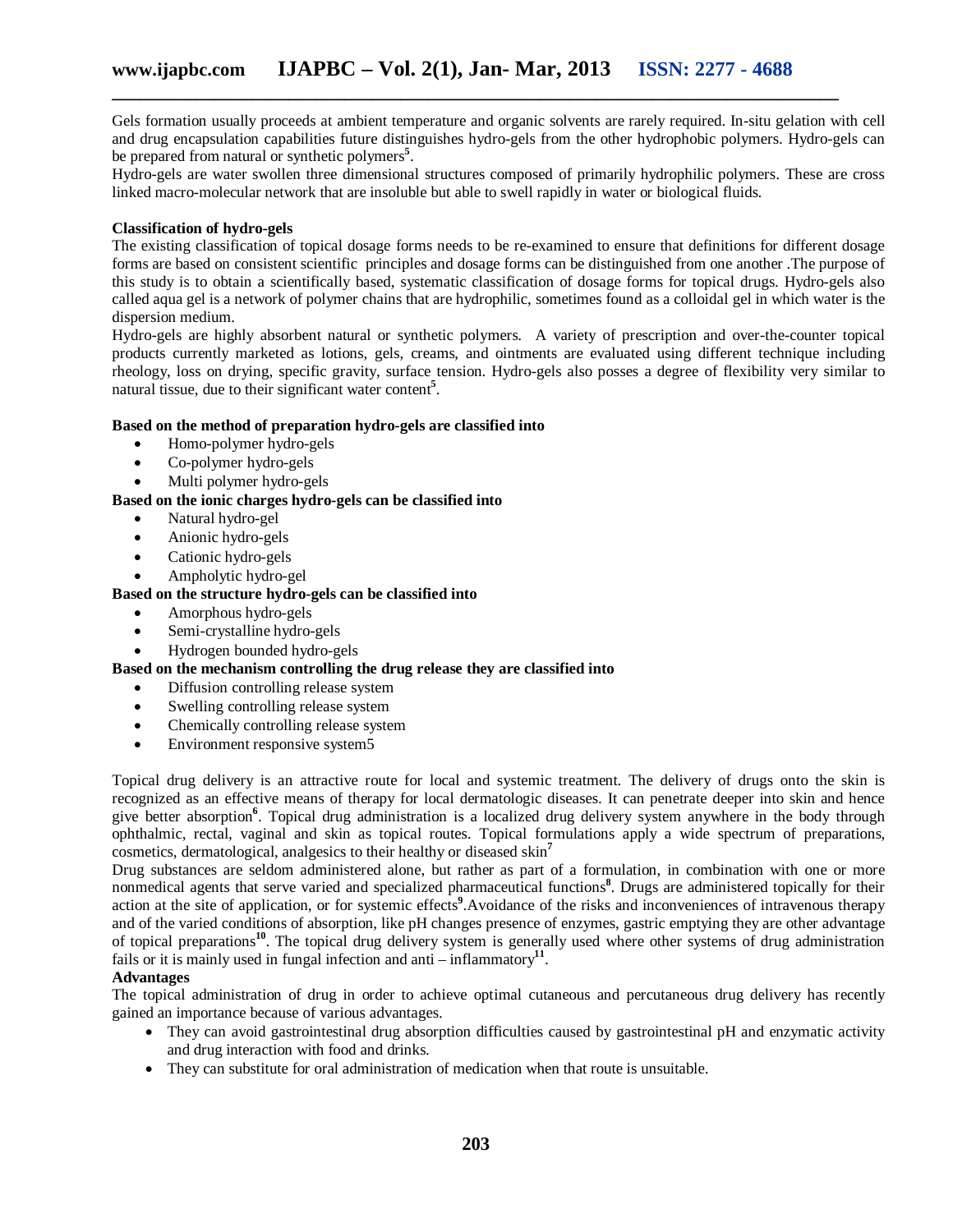Gels formation usually proceeds at ambient temperature and organic solvents are rarely required. In-situ gelation with cell and drug encapsulation capabilities future distinguishes hydro-gels from the other hydrophobic polymers. Hydro-gels can be prepared from natural or synthetic polymers[5].

Hydro-gels are water swollen three dimensional structures composed of primarily hydrophilic polymers. These are cross linked macro-molecular network that are insoluble but able to swell rapidly in water or biological fluids.

**Classification of hydro-gels**

The existing classification of topical dosage forms needs to be re-examined to ensure that definitions for different dosage forms are based on consistent scientific principles and dosage forms can be distinguished from one another .The purpose of this study is to obtain a scientifically based, systematic classification of dosage forms for topical drugs. Hydro-gels also called aqua gel is a network of polymer chains that are hydrophilic, sometimes found as a colloidal gel in which water is the dispersion medium.

Hydro-gels are highly absorbent natural or synthetic polymers. A variety of prescription and over-the-counter topical products currently marketed as lotions, gels, creams, and ointments are evaluated using different technique including rheology, loss on drying, specific gravity, surface tension. Hydro-gels also posses a degree of flexibility very similar to natural tissue, due to their significant water content[5].

**Based on the method of preparation hydro-gels are classified into**

- Homo-polymer hydro-gels
- Co-polymer hydro-gels
- Multi polymer hydro-gels

**Based on the ionic charges hydro-gels can be classified into**

- Natural hydro-gel
- Anionic hydro-gels
- Cationic hydro-gels
- Ampholytic hydro-gel

**Based on the structure hydro-gels can be classified into**

- Amorphous hydro-gels
- Semi-crystalline hydro-gels
- Hydrogen bounded hydro-gels

**Based on the mechanism controlling the drug release they are classified into**

- Diffusion controlling release system
- Swelling controlling release system
- Chemically controlling release system
- Environment responsive system5

Topical drug delivery is an attractive route for local and systemic treatment. The delivery of drugs onto the skin is recognized as an effective means of therapy for local dermatologic diseases. It can penetrate deeper into skin and hence give better absorption[6]. Topical drug administration is a localized drug delivery system anywhere in the body through ophthalmic, rectal, vaginal and skin as topical routes. Topical formulations apply a wide spectrum of preparations, cosmetics, dermatological, analgesics to their healthy or diseased skin[7]

Drug substances are seldom administered alone, but rather as part of a formulation, in combination with one or more nonmedical agents that serve varied and specialized pharmaceutical functions[8]. Drugs are administered topically for their action at the site of application, or for systemic effects[9].Avoidance of the risks and inconveniences of intravenous therapy and of the varied conditions of absorption, like pH changes presence of enzymes, gastric emptying they are other advantage of topical preparations[10]. The topical drug delivery system is generally used where other systems of drug administration fails or it is mainly used in fungal infection and anti – inflammatory[11].

**Advantages**

The topical administration of drug in order to achieve optimal cutaneous and percutaneous drug delivery has recently gained an importance because of various advantages.

- They can avoid gastrointestinal drug absorption difficulties caused by gastrointestinal pH and enzymatic activity and drug interaction with food and drinks.
- They can substitute for oral administration of medication when that route is unsuitable.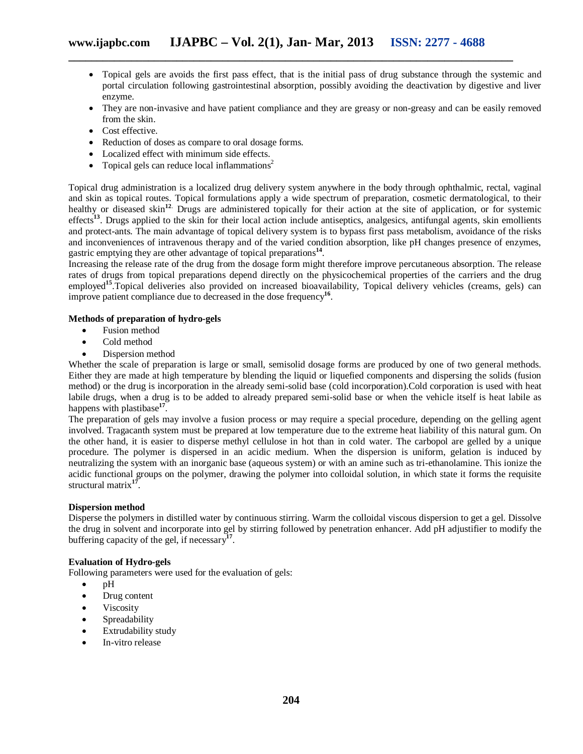- Topical gels are avoids the first pass effect, that is the initial pass of drug substance through the systemic and portal circulation following gastrointestinal absorption, possibly avoiding the deactivation by digestive and liver enzyme.
- They are non-invasive and have patient compliance and they are greasy or non-greasy and can be easily removed from the skin.
- Cost effective.
- Reduction of doses as compare to oral dosage forms.
- Localized effect with minimum side effects.
- Topical gels can reduce local inflammations[2]

Topical drug administration is a localized drug delivery system anywhere in the body through ophthalmic, rectal, vaginal and skin as topical routes. Topical formulations apply a wide spectrum of preparation, cosmetic dermatological, to their healthy or diseased skin[12]. Drugs are administered topically for their action at the site of application, or for systemic effects[13]. Drugs applied to the skin for their local action include antiseptics, analgesics, antifungal agents, skin emollients and protect-ants. The main advantage of topical delivery system is to bypass first pass metabolism, avoidance of the risks and inconveniences of intravenous therapy and of the varied condition absorption, like pH changes presence of enzymes, gastric emptying they are other advantage of topical preparations[14].

Increasing the release rate of the drug from the dosage form might therefore improve percutaneous absorption. The release rates of drugs from topical preparations depend directly on the physicochemical properties of the carriers and the drug employed[15].Topical deliveries also provided on increased bioavailability, Topical delivery vehicles (creams, gels) can improve patient compliance due to decreased in the dose frequency[16].

**Methods of preparation of hydro-gels**

- Fusion method
- Cold method
- Dispersion method

Whether the scale of preparation is large or small, semisolid dosage forms are produced by one of two general methods. Either they are made at high temperature by blending the liquid or liquefied components and dispersing the solids (fusion method) or the drug is incorporation in the already semi-solid base (cold incorporation).Cold corporation is used with heat labile drugs, when a drug is to be added to already prepared semi-solid base or when the vehicle itself is heat labile as happens with plastibase[17].

The preparation of gels may involve a fusion process or may require a special procedure, depending on the gelling agent involved. Tragacanth system must be prepared at low temperature due to the extreme heat liability of this natural gum. On the other hand, it is easier to disperse methyl cellulose in hot than in cold water. The carbopol are gelled by a unique procedure. The polymer is dispersed in an acidic medium. When the dispersion is uniform, gelation is induced by neutralizing the system with an inorganic base (aqueous system) or with an amine such as tri-ethanolamine. This ionize the acidic functional groups on the polymer, drawing the polymer into colloidal solution, in which state it forms the requisite structural matrix[17].

**Dispersion method**

Disperse the polymers in distilled water by continuous stirring. Warm the colloidal viscous dispersion to get a gel. Dissolve the drug in solvent and incorporate into gel by stirring followed by penetration enhancer. Add pH adjustifier to modify the buffering capacity of the gel, if necessary[17].

**Evaluation of Hydro-gels**

Following parameters were used for the evaluation of gels:

- pH
- Drug content
- Viscosity
- Spreadability
- Extrudability study
- In-vitro release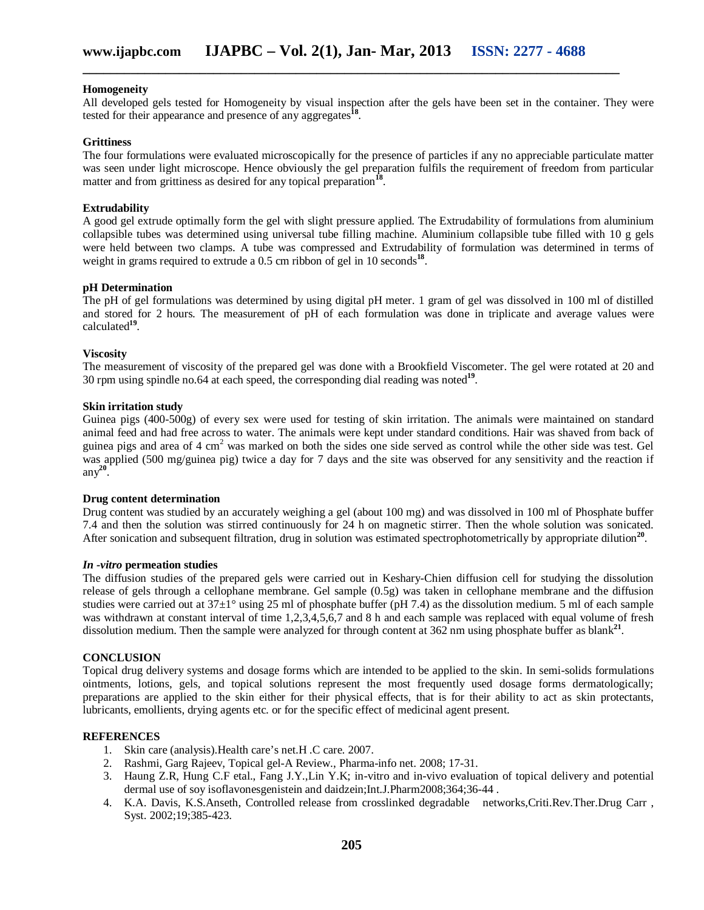### Homogeneity

All developed gels tested for Homogeneity by visual inspection after the gels have been set in the container. They were tested for their appearance and presence of any aggregates[18].

### Grittiness

The four formulations were evaluated microscopically for the presence of particles if any no appreciable particulate matter was seen under light microscope. Hence obviously the gel preparation fulfils the requirement of freedom from particular matter and from grittiness as desired for any topical preparation[18].

### Extrudability

A good gel extrude optimally form the gel with slight pressure applied. The Extrudability of formulations from aluminium collapsible tubes was determined using universal tube filling machine. Aluminium collapsible tube filled with 10 g gels were held between two clamps. A tube was compressed and Extrudability of formulation was determined in terms of weight in grams required to extrude a 0.5 cm ribbon of gel in 10 seconds[18].

### pH Determination

The pH of gel formulations was determined by using digital pH meter. 1 gram of gel was dissolved in 100 ml of distilled and stored for 2 hours. The measurement of pH of each formulation was done in triplicate and average values were calculated[19].

### Viscosity

The measurement of viscosity of the prepared gel was done with a Brookfield Viscometer. The gel were rotated at 20 and 30 rpm using spindle no.64 at each speed, the corresponding dial reading was noted[19].

### Skin irritation study

Guinea pigs (400-500g) of every sex were used for testing of skin irritation. The animals were maintained on standard animal feed and had free across to water. The animals were kept under standard conditions. Hair was shaved from back of guinea pigs and area of 4 $cm^2$ was marked on both the sides one side served as control while the other side was test. Gel was applied (500 mg/guinea pig) twice a day for 7 days and the site was observed for any sensitivity and the reaction if any[20].

### Drug content determination

Drug content was studied by an accurately weighing a gel (about 100 mg) and was dissolved in 100 ml of Phosphate buffer 7.4 and then the solution was stirred continuously for 24 h on magnetic stirrer. Then the whole solution was sonicated. After sonication and subsequent filtration, drug in solution was estimated spectrophotometrically by appropriate dilution[20].

### *In -vitro* permeation studies

The diffusion studies of the prepared gels were carried out in Keshary-Chien diffusion cell for studying the dissolution release of gels through a cellophane membrane. Gel sample (0.5g) was taken in cellophane membrane and the diffusion studies were carried out at 37±1° using 25 ml of phosphate buffer (pH 7.4) as the dissolution medium. 5 ml of each sample was withdrawn at constant interval of time 1,2,3,4,5,6,7 and 8 h and each sample was replaced with equal volume of fresh dissolution medium. Then the sample were analyzed for through content at 362 nm using phosphate buffer as blank[21].

## CONCLUSION

Topical drug delivery systems and dosage forms which are intended to be applied to the skin. In semi-solids formulations ointments, lotions, gels, and topical solutions represent the most frequently used dosage forms dermatologically; preparations are applied to the skin either for their physical effects, that is for their ability to act as skin protectants, lubricants, emollients, drying agents etc. or for the specific effect of medicinal agent present.

## REFERENCES

1. Skin care (analysis).Health care's net.H .C care. 2007.
2. Rashmi, Garg Rajeev, Topical gel-A Review., Pharma-info net. 2008; 17-31.
3. Haung Z.R, Hung C.F etal., Fang J.Y.,Lin Y.K; in-vitro and in-vivo evaluation of topical delivery and potential dermal use of soy isoflavonesgenistein and daidzein;Int.J.Pharm2008;364;36-44 .
4. K.A. Davis, K.S.Anseth, Controlled release from crosslinked degradable networks,Criti.Rev.Ther.Drug Carr , Syst. 2002;19;385-423.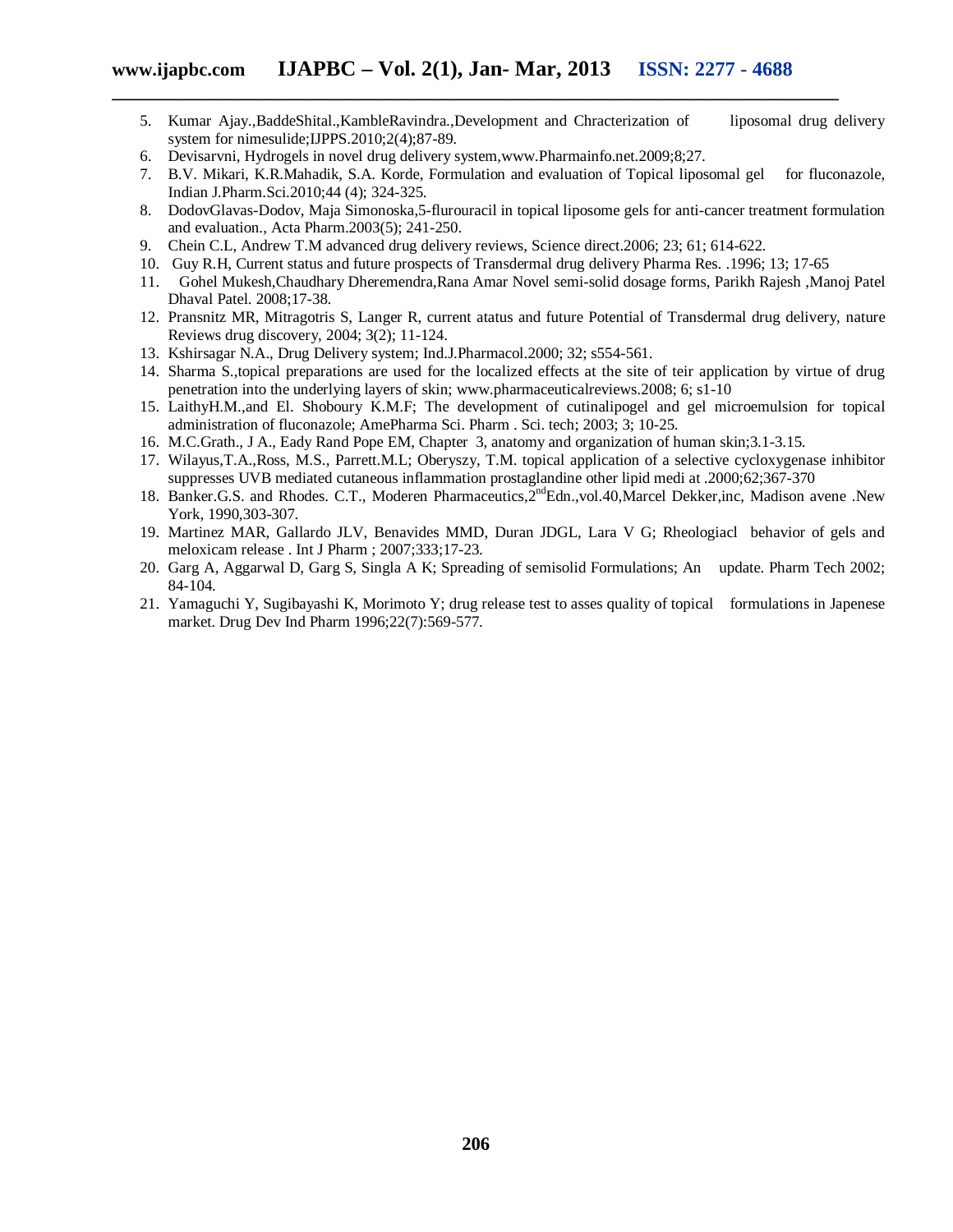5. Kumar Ajay.,BaddeShital.,KambleRavindra.,Development and Chracterization of liposomal drug delivery system for nimesulide;IJPPS.2010;2(4);87-89.
6. Devisarvni, Hydrogels in novel drug delivery system,www.Pharmainfo.net.2009;8;27.
7. B.V. Mikari, K.R.Mahadik, S.A. Korde, Formulation and evaluation of Topical liposomal gel for fluconazole, Indian J.Pharm.Sci.2010;44 (4); 324-325.
8. DodovGlavas-Dodov, Maja Simonoska,5-flurouracil in topical liposome gels for anti-cancer treatment formulation and evaluation., Acta Pharm.2003(5); 241-250.
9. Chein C.L, Andrew T.M advanced drug delivery reviews, Science direct.2006; 23; 61; 614-622.
10. Guy R.H, Current status and future prospects of Transdermal drug delivery Pharma Res. .1996; 13; 17-65
11. Gohel Mukesh,Chaudhary Dheremendra,Rana Amar Novel semi-solid dosage forms, Parikh Rajesh ,Manoj Patel Dhaval Patel. 2008;17-38.
12. Pransnitz MR, Mitragotris S, Langer R, current atatus and future Potential of Transdermal drug delivery, nature Reviews drug discovery, 2004; 3(2); 11-124.
13. Kshirsagar N.A., Drug Delivery system; Ind.J.Pharmacol.2000; 32; s554-561.
14. Sharma S.,topical preparations are used for the localized effects at the site of teir application by virtue of drug penetration into the underlying layers of skin; www.pharmaceuticalreviews.2008; 6; s1-10
15. LaithyH.M.,and El. Shoboury K.M.F; The development of cutinalipogel and gel microemulsion for topical administration of fluconazole; AmePharma Sci. Pharm . Sci. tech; 2003; 3; 10-25.
16. M.C.Grath., J A., Eady Rand Pope EM, Chapter 3, anatomy and organization of human skin;3.1-3.15.
17. Wilayus,T.A.,Ross, M.S., Parrett.M.L; Oberyszy, T.M. topical application of a selective cycloxygenase inhibitor suppresses UVB mediated cutaneous inflammation prostaglandine other lipid medi at .2000;62;367-370
18. Banker.G.S. and Rhodes. C.T., Moderen Pharmaceutics,2nd Edn.,vol.40,Marcel Dekker,inc, Madison avene .New York, 1990,303-307.
19. Martinez MAR, Gallardo JLV, Benavides MMD, Duran JDGL, Lara V G; Rheologiacl behavior of gels and meloxicam release . Int J Pharm ; 2007;333;17-23.
20. Garg A, Aggarwal D, Garg S, Singla A K; Spreading of semisolid Formulations; An update. Pharm Tech 2002; 84-104.
21. Yamaguchi Y, Sugibayashi K, Morimoto Y; drug release test to asses quality of topical formulations in Japenese market. Drug Dev Ind Pharm 1996;22(7):569-577.